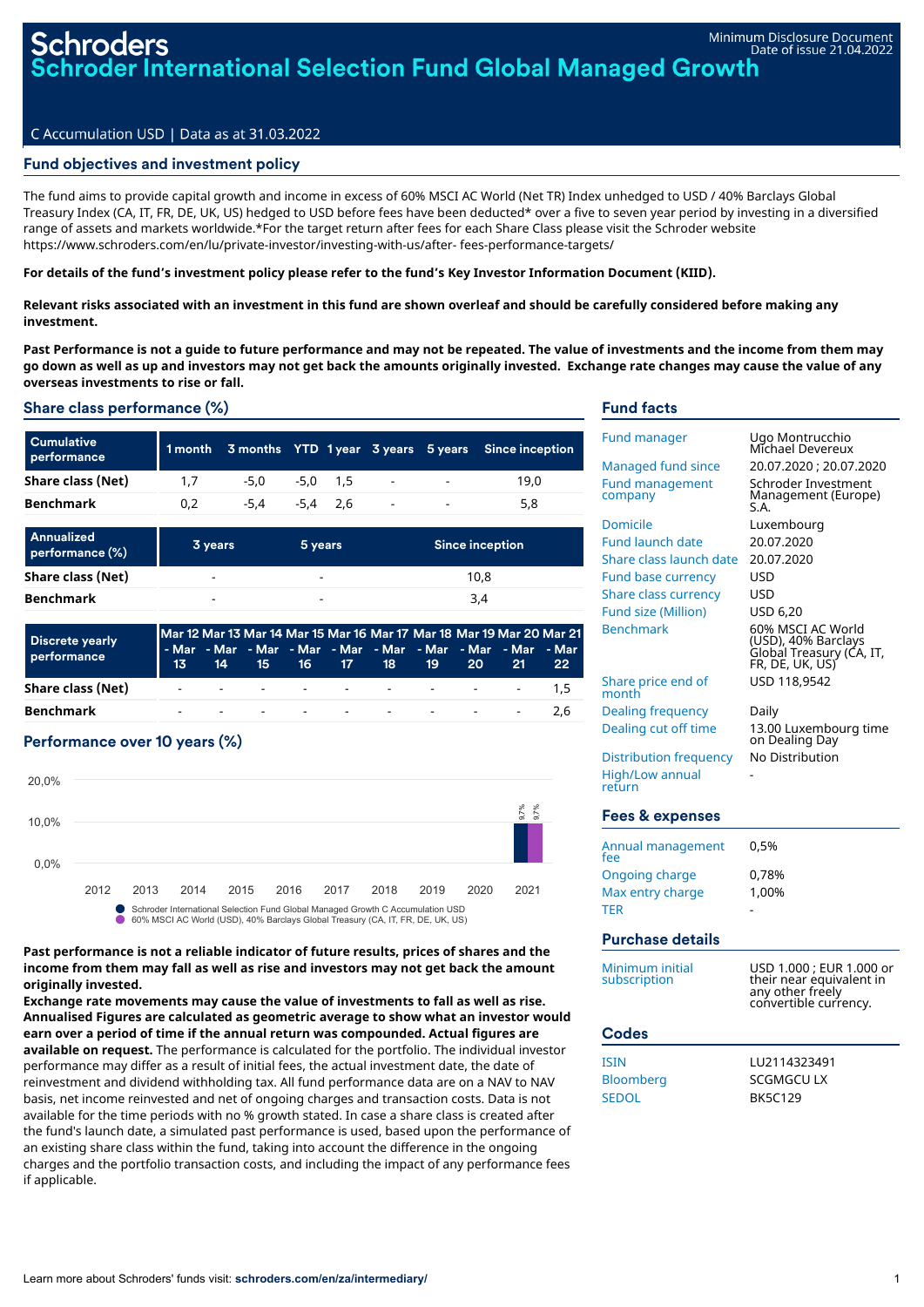# Schroders
# Schroder International Selection Fund Global Managed Growth

Minimum Disclosure Document
Date of issue 21.04.2022

C Accumulation USD | Data as at 31.03.2022

## Fund objectives and investment policy

The fund aims to provide capital growth and income in excess of 60% MSCI AC World (Net TR) Index unhedged to USD / 40% Barclays Global Treasury Index (CA, IT, FR, DE, UK, US) hedged to USD before fees have been deducted* over a five to seven year period by investing in a diversified range of assets and markets worldwide.*For the target return after fees for each Share Class please visit the Schroder website https://www.schroders.com/en/lu/private-investor/investing-with-us/after- fees-performance-targets/

**For details of the fund's investment policy please refer to the fund's Key Investor Information Document (KIID).**

**Relevant risks associated with an investment in this fund are shown overleaf and should be carefully considered before making any investment.**

**Past Performance is not a guide to future performance and may not be repeated. The value of investments and the income from them may go down as well as up and investors may not get back the amounts originally invested. Exchange rate changes may cause the value of any overseas investments to rise or fall.**

## Share class performance (%)

| Cumulative performance | 1 month | 3 months | YTD | 1 year | 3 years | 5 years | Since inception |
|---|---|---|---|---|---|---|---|
| Share class (Net) | 1,7 | -5,0 | -5,0 | 1,5 | - | - | 19,0 |
| Benchmark | 0,2 | -5,4 | -5,4 | 2,6 | - | - | 5,8 |

| Annualized performance (%) | 3 years | 5 years | Since inception |
|---|---|---|---|
| Share class (Net) | - | - | 10,8 |
| Benchmark | - | - | 3,4 |

| Discrete yearly performance | Mar 12 - Mar 13 | Mar 13 - Mar 14 | Mar 14 - Mar 15 | Mar 15 - Mar 16 | Mar 16 - Mar 17 | Mar 17 - Mar 18 | Mar 18 - Mar 19 | Mar 19 - Mar 20 | Mar 20 - Mar 21 | Mar 21 - Mar 22 |
|---|---|---|---|---|---|---|---|---|---|---|
| Share class (Net) | - | - | - | - | - | - | - | - | - | 1,5 |
| Benchmark | - | - | - | - | - | - | - | - | - | 2,6 |

## Performance over 10 years (%)

| Year | 2012 | 2013 | 2014 | 2015 | 2016 | 2017 | 2018 | 2019 | 2020 | 2021 |
|---|---|---|---|---|---|---|---|---|---|---|
| Schroder International Selection Fund Global Managed Growth C Accumulation USD | | | | | | | | | | 9,7% |
| 60% MSCI AC World (USD), 40% Barclays Global Treasury (CA, IT, FR, DE, UK, US) | | | | | | | | | | 9,7% |

**Past performance is not a reliable indicator of future results, prices of shares and the income from them may fall as well as rise and investors may not get back the amount originally invested.**
**Exchange rate movements may cause the value of investments to fall as well as rise. Annualised Figures are calculated as geometric average to show what an investor would earn over a period of time if the annual return was compounded. Actual figures are available on request.** The performance is calculated for the portfolio. The individual investor performance may differ as a result of initial fees, the actual investment date, the date of reinvestment and dividend withholding tax. All fund performance data are on a NAV to NAV basis, net income reinvested and net of ongoing charges and transaction costs. Data is not available for the time periods with no % growth stated. In case a share class is created after the fund's launch date, a simulated past performance is used, based upon the performance of an existing share class within the fund, taking into account the difference in the ongoing charges and the portfolio transaction costs, and including the impact of any performance fees if applicable.

## Fund facts

| | |
|---|---|
| Fund manager | Ugo Montrucchio Michael Devereux |
| Managed fund since | 20.07.2020 ; 20.07.2020 |
| Fund management company | Schroder Investment Management (Europe) S.A. |
| Domicile | Luxembourg |
| Fund launch date | 20.07.2020 |
| Share class launch date | 20.07.2020 |
| Fund base currency | USD |
| Share class currency | USD |
| Fund size (Million) | USD 6,20 |
| Benchmark | 60% MSCI AC World (USD), 40% Barclays Global Treasury (CA, IT, FR, DE, UK, US) |
| Share price end of month | USD 118,9542 |
| Dealing frequency | Daily |
| Dealing cut off time | 13.00 Luxembourg time on Dealing Day |
| Distribution frequency | No Distribution |
| High/Low annual return | - |

## Fees & expenses

| | |
|---|---|
| Annual management fee | 0,5% |
| Ongoing charge | 0,78% |
| Max entry charge | 1,00% |
| TER | - |

## Purchase details

| | |
|---|---|
| Minimum initial subscription | USD 1.000 ; EUR 1.000 or their near equivalent in any other freely convertible currency. |

## Codes

| | |
|---|---|
| ISIN | LU2114323491 |
| Bloomberg | SCGMGCU LX |
| SEDOL | BK5C129 |

Learn more about Schroders' funds visit: **schroders.com/en/za/intermediary/**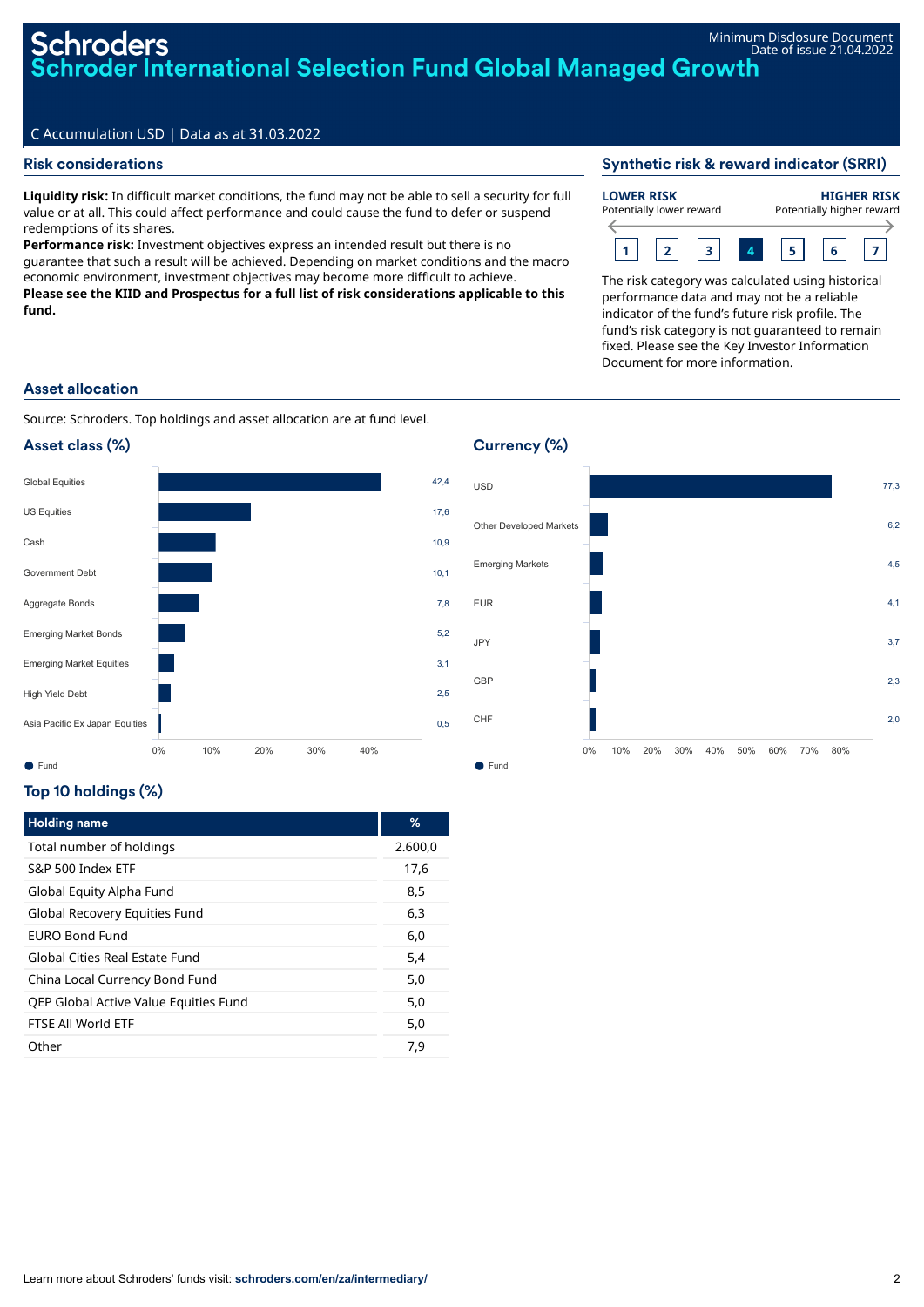Minimum Disclosure Document
Date of issue 21.04.2022

# Schroders
# Schroder International Selection Fund Global Managed Growth

C Accumulation USD | Data as at 31.03.2022

## Risk considerations

**Liquidity risk:** In difficult market conditions, the fund may not be able to sell a security for full value or at all. This could affect performance and could cause the fund to defer or suspend redemptions of its shares.
**Performance risk:** Investment objectives express an intended result but there is no guarantee that such a result will be achieved. Depending on market conditions and the macro economic environment, investment objectives may become more difficult to achieve.
**Please see the KIID and Prospectus for a full list of risk considerations applicable to this fund.**

## Synthetic risk & reward indicator (SRRI)

**LOWER RISK** Potentially lower reward — **HIGHER RISK** Potentially higher reward

1 | 2 | 3 | **4** | 5 | 6 | 7

The risk category was calculated using historical performance data and may not be a reliable indicator of the fund's future risk profile. The fund's risk category is not guaranteed to remain fixed. Please see the Key Investor Information Document for more information.

## Asset allocation

Source: Schroders. Top holdings and asset allocation are at fund level.

### Asset class (%)

| Asset class | Fund |
|---|---|
| Global Equities | 42,4 |
| US Equities | 17,6 |
| Cash | 10,9 |
| Government Debt | 10,1 |
| Aggregate Bonds | 7,8 |
| Emerging Market Bonds | 5,2 |
| Emerging Market Equities | 3,1 |
| High Yield Debt | 2,5 |
| Asia Pacific Ex Japan Equities | 0,5 |

### Currency (%)

| Currency | Fund |
|---|---|
| USD | 77,3 |
| Other Developed Markets | 6,2 |
| Emerging Markets | 4,5 |
| EUR | 4,1 |
| JPY | 3,7 |
| GBP | 2,3 |
| CHF | 2,0 |

### Top 10 holdings (%)

| Holding name | % |
|---|---|
| Total number of holdings | 2.600,0 |
| S&P 500 Index ETF | 17,6 |
| Global Equity Alpha Fund | 8,5 |
| Global Recovery Equities Fund | 6,3 |
| EURO Bond Fund | 6,0 |
| Global Cities Real Estate Fund | 5,4 |
| China Local Currency Bond Fund | 5,0 |
| QEP Global Active Value Equities Fund | 5,0 |
| FTSE All World ETF | 5,0 |
| Other | 7,9 |

Learn more about Schroders' funds visit: **schroders.com/en/za/intermediary/**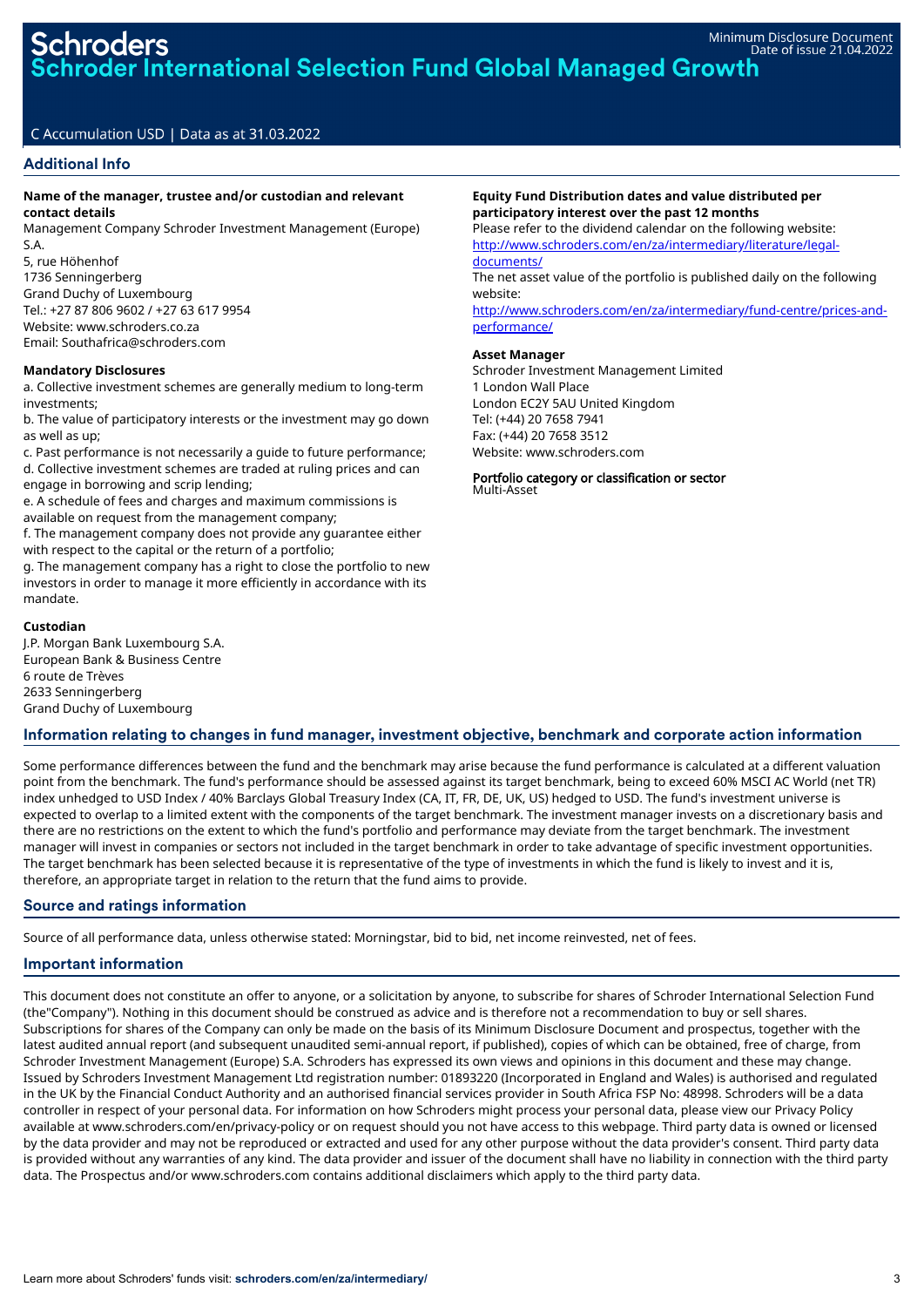# Schroders
# Schroder International Selection Fund Global Managed Growth

Minimum Disclosure Document
Date of issue 21.04.2022

C Accumulation USD | Data as at 31.03.2022

## Additional Info

**Name of the manager, trustee and/or custodian and relevant contact details**
Management Company Schroder Investment Management (Europe) S.A.
5, rue Höhenhof
1736 Senningerberg
Grand Duchy of Luxembourg
Tel.: +27 87 806 9602 / +27 63 617 9954
Website: www.schroders.co.za
Email: Southafrica@schroders.com

**Mandatory Disclosures**
a. Collective investment schemes are generally medium to long-term investments;
b. The value of participatory interests or the investment may go down as well as up;
c. Past performance is not necessarily a guide to future performance;
d. Collective investment schemes are traded at ruling prices and can engage in borrowing and scrip lending;
e. A schedule of fees and charges and maximum commissions is available on request from the management company;
f. The management company does not provide any guarantee either with respect to the capital or the return of a portfolio;
g. The management company has a right to close the portfolio to new investors in order to manage it more efficiently in accordance with its mandate.

**Custodian**
J.P. Morgan Bank Luxembourg S.A.
European Bank & Business Centre
6 route de Trèves
2633 Senningerberg
Grand Duchy of Luxembourg

**Equity Fund Distribution dates and value distributed per participatory interest over the past 12 months**
Please refer to the dividend calendar on the following website:
http://www.schroders.com/en/za/intermediary/literature/legal-documents/
The net asset value of the portfolio is published daily on the following website:
http://www.schroders.com/en/za/intermediary/fund-centre/prices-and-performance/

**Asset Manager**
Schroder Investment Management Limited
1 London Wall Place
London EC2Y 5AU United Kingdom
Tel: (+44) 20 7658 7941
Fax: (+44) 20 7658 3512
Website: www.schroders.com

**Portfolio category or classification or sector**
Multi-Asset

## Information relating to changes in fund manager, investment objective, benchmark and corporate action information

Some performance differences between the fund and the benchmark may arise because the fund performance is calculated at a different valuation point from the benchmark. The fund's performance should be assessed against its target benchmark, being to exceed 60% MSCI AC World (net TR) index unhedged to USD Index / 40% Barclays Global Treasury Index (CA, IT, FR, DE, UK, US) hedged to USD. The fund's investment universe is expected to overlap to a limited extent with the components of the target benchmark. The investment manager invests on a discretionary basis and there are no restrictions on the extent to which the fund's portfolio and performance may deviate from the target benchmark. The investment manager will invest in companies or sectors not included in the target benchmark in order to take advantage of specific investment opportunities. The target benchmark has been selected because it is representative of the type of investments in which the fund is likely to invest and it is, therefore, an appropriate target in relation to the return that the fund aims to provide.

## Source and ratings information

Source of all performance data, unless otherwise stated: Morningstar, bid to bid, net income reinvested, net of fees.

## Important information

This document does not constitute an offer to anyone, or a solicitation by anyone, to subscribe for shares of Schroder International Selection Fund (the"Company"). Nothing in this document should be construed as advice and is therefore not a recommendation to buy or sell shares. Subscriptions for shares of the Company can only be made on the basis of its Minimum Disclosure Document and prospectus, together with the latest audited annual report (and subsequent unaudited semi-annual report, if published), copies of which can be obtained, free of charge, from Schroder Investment Management (Europe) S.A. Schroders has expressed its own views and opinions in this document and these may change. Issued by Schroders Investment Management Ltd registration number: 01893220 (Incorporated in England and Wales) is authorised and regulated in the UK by the Financial Conduct Authority and an authorised financial services provider in South Africa FSP No: 48998. Schroders will be a data controller in respect of your personal data. For information on how Schroders might process your personal data, please view our Privacy Policy available at www.schroders.com/en/privacy-policy or on request should you not have access to this webpage. Third party data is owned or licensed by the data provider and may not be reproduced or extracted and used for any other purpose without the data provider's consent. Third party data is provided without any warranties of any kind. The data provider and issuer of the document shall have no liability in connection with the third party data. The Prospectus and/or www.schroders.com contains additional disclaimers which apply to the third party data.

Learn more about Schroders' funds visit: **schroders.com/en/za/intermediary/**